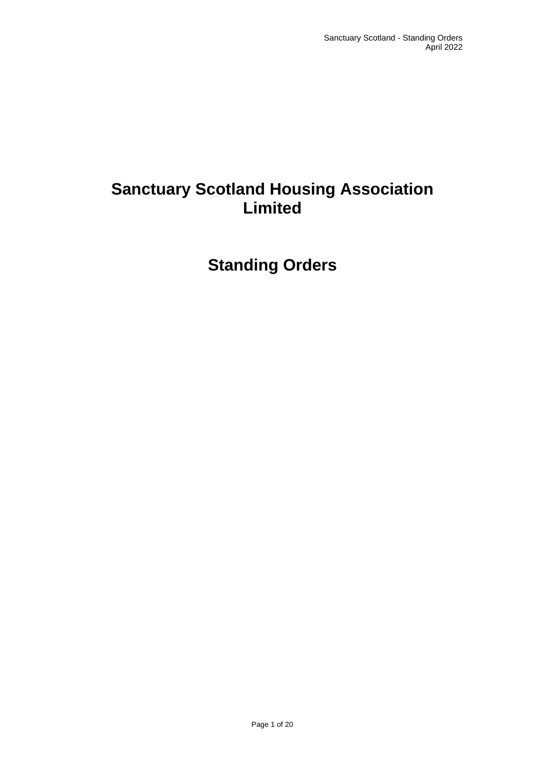# Sanctuary Scotland Housing Association Limited

# Standing Orders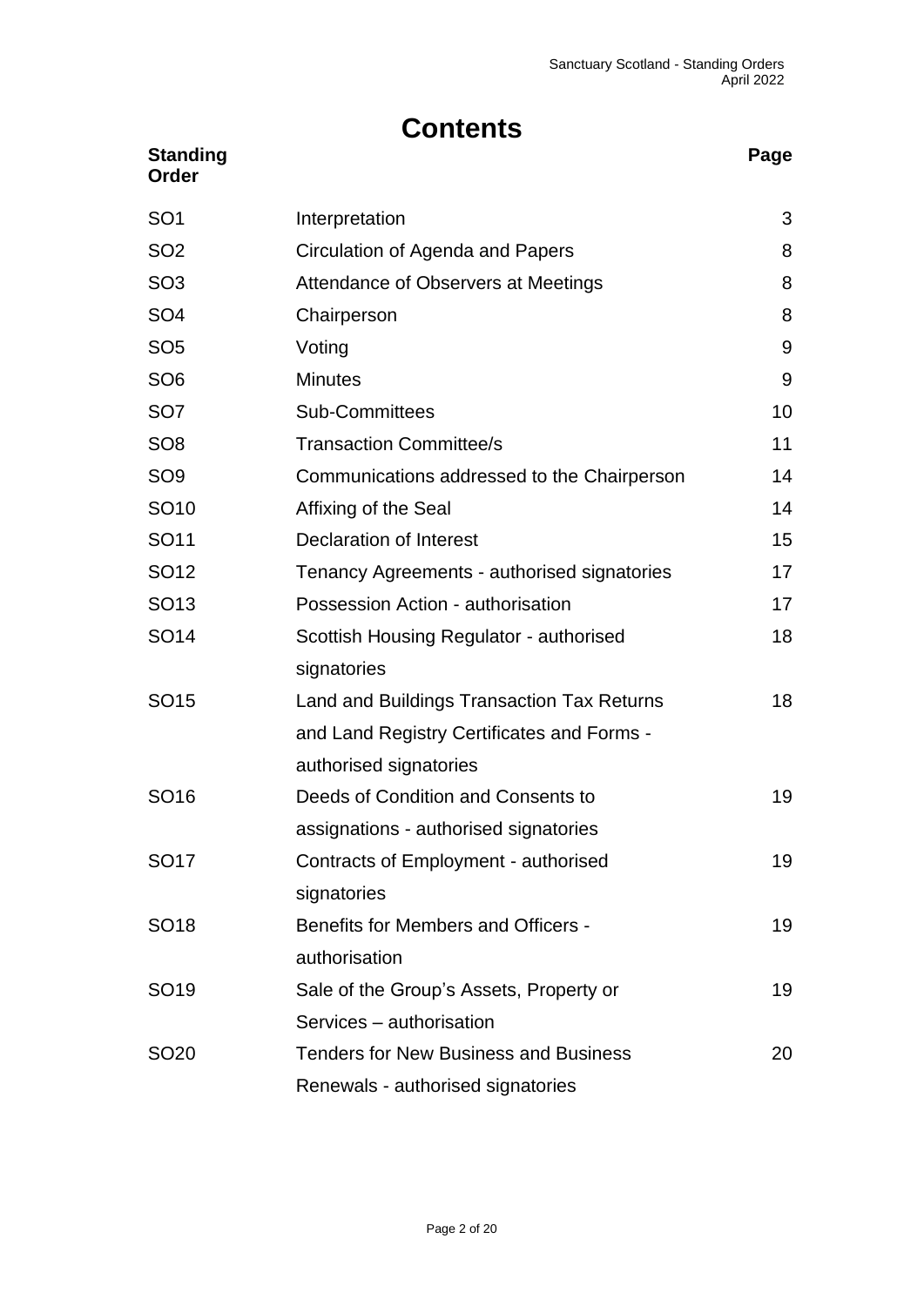# Contents

| Standing Order | | Page |
|---|---|---|
| SO1 | Interpretation | 3 |
| SO2 | Circulation of Agenda and Papers | 8 |
| SO3 | Attendance of Observers at Meetings | 8 |
| SO4 | Chairperson | 8 |
| SO5 | Voting | 9 |
| SO6 | Minutes | 9 |
| SO7 | Sub-Committees | 10 |
| SO8 | Transaction Committee/s | 11 |
| SO9 | Communications addressed to the Chairperson | 14 |
| SO10 | Affixing of the Seal | 14 |
| SO11 | Declaration of Interest | 15 |
| SO12 | Tenancy Agreements - authorised signatories | 17 |
| SO13 | Possession Action - authorisation | 17 |
| SO14 | Scottish Housing Regulator - authorised signatories | 18 |
| SO15 | Land and Buildings Transaction Tax Returns and Land Registry Certificates and Forms - authorised signatories | 18 |
| SO16 | Deeds of Condition and Consents to assignations - authorised signatories | 19 |
| SO17 | Contracts of Employment - authorised signatories | 19 |
| SO18 | Benefits for Members and Officers - authorisation | 19 |
| SO19 | Sale of the Group's Assets, Property or Services – authorisation | 19 |
| SO20 | Tenders for New Business and Business Renewals - authorised signatories | 20 |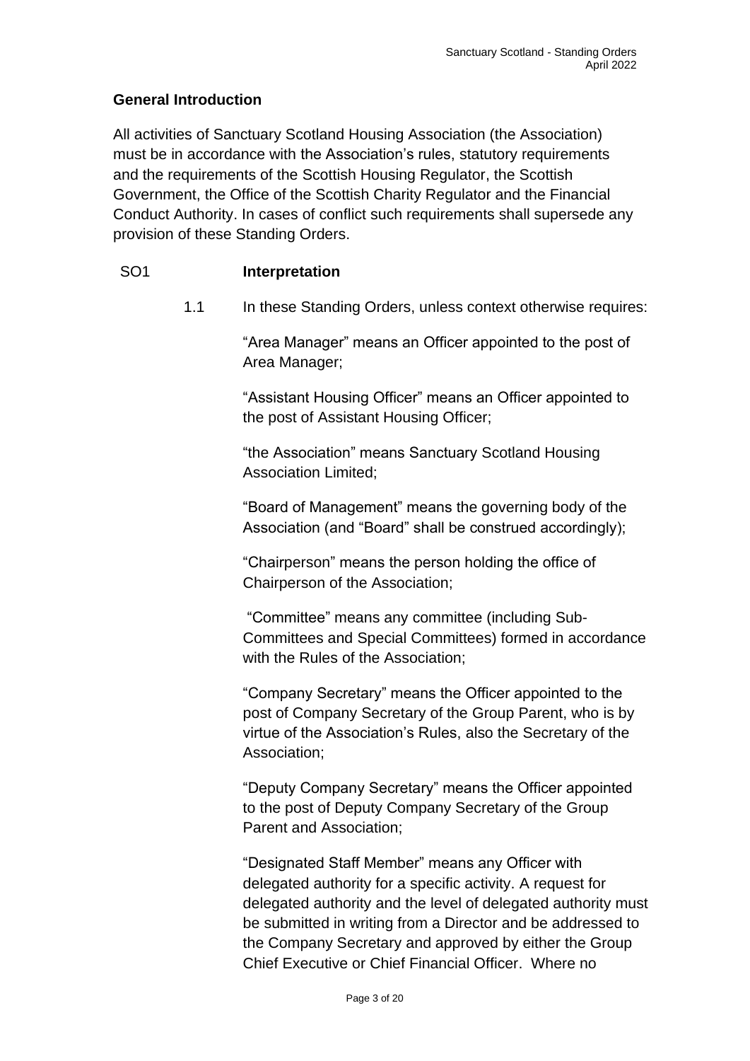## General Introduction

All activities of Sanctuary Scotland Housing Association (the Association) must be in accordance with the Association's rules, statutory requirements and the requirements of the Scottish Housing Regulator, the Scottish Government, the Office of the Scottish Charity Regulator and the Financial Conduct Authority. In cases of conflict such requirements shall supersede any provision of these Standing Orders.

## SO1 Interpretation

1.1 In these Standing Orders, unless context otherwise requires:

"Area Manager" means an Officer appointed to the post of Area Manager;

"Assistant Housing Officer" means an Officer appointed to the post of Assistant Housing Officer;

"the Association" means Sanctuary Scotland Housing Association Limited;

"Board of Management" means the governing body of the Association (and "Board" shall be construed accordingly);

"Chairperson" means the person holding the office of Chairperson of the Association;

"Committee" means any committee (including Sub-Committees and Special Committees) formed in accordance with the Rules of the Association;

"Company Secretary" means the Officer appointed to the post of Company Secretary of the Group Parent, who is by virtue of the Association's Rules, also the Secretary of the Association;

"Deputy Company Secretary" means the Officer appointed to the post of Deputy Company Secretary of the Group Parent and Association;

"Designated Staff Member" means any Officer with delegated authority for a specific activity. A request for delegated authority and the level of delegated authority must be submitted in writing from a Director and be addressed to the Company Secretary and approved by either the Group Chief Executive or Chief Financial Officer. Where no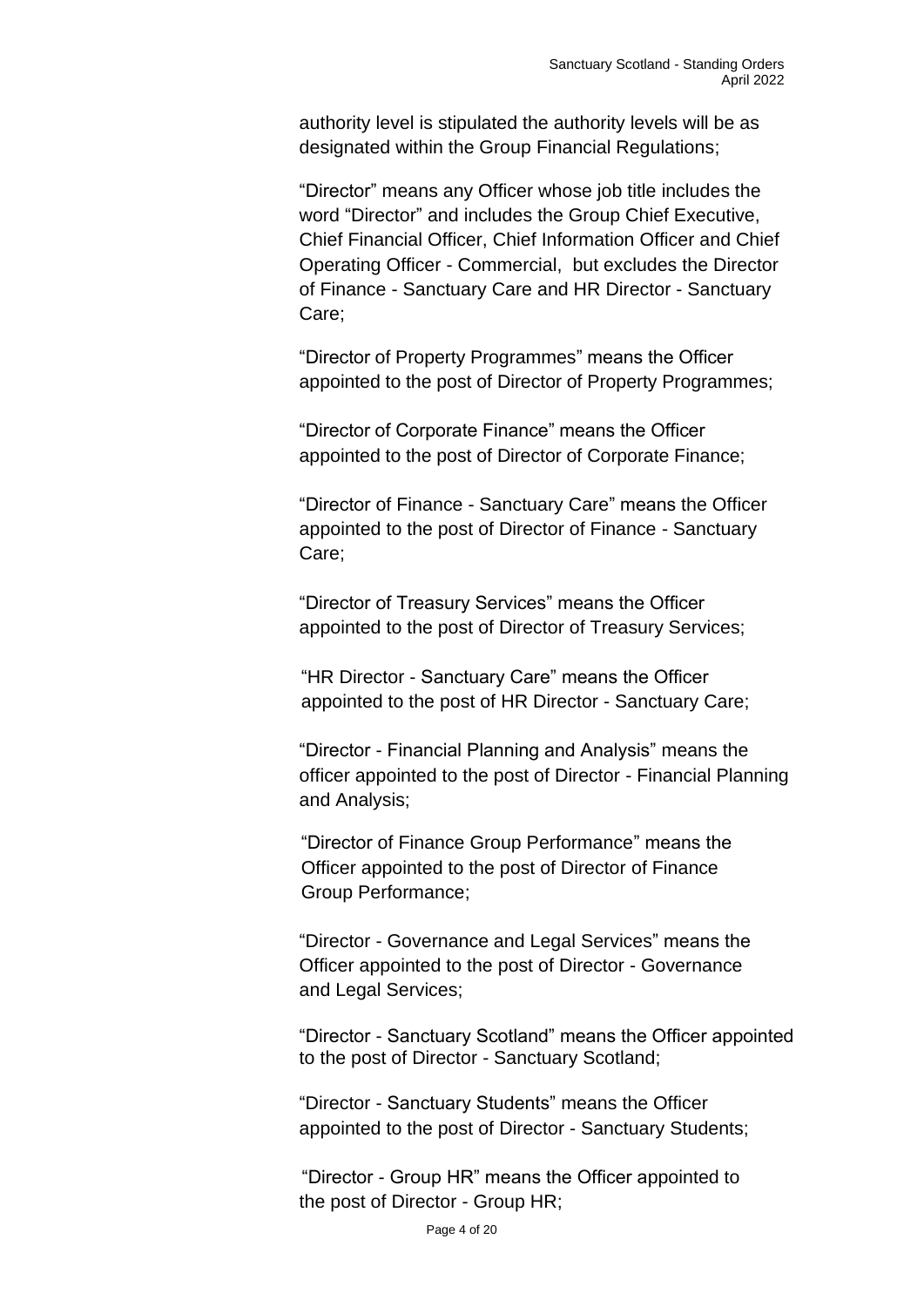authority level is stipulated the authority levels will be as designated within the Group Financial Regulations;

"Director" means any Officer whose job title includes the word "Director" and includes the Group Chief Executive, Chief Financial Officer, Chief Information Officer and Chief Operating Officer - Commercial, but excludes the Director of Finance - Sanctuary Care and HR Director - Sanctuary Care;

"Director of Property Programmes" means the Officer appointed to the post of Director of Property Programmes;

"Director of Corporate Finance" means the Officer appointed to the post of Director of Corporate Finance;

"Director of Finance - Sanctuary Care" means the Officer appointed to the post of Director of Finance - Sanctuary Care;

"Director of Treasury Services" means the Officer appointed to the post of Director of Treasury Services;

"HR Director - Sanctuary Care" means the Officer appointed to the post of HR Director - Sanctuary Care;

"Director - Financial Planning and Analysis" means the officer appointed to the post of Director - Financial Planning and Analysis;

"Director of Finance Group Performance" means the Officer appointed to the post of Director of Finance Group Performance;

"Director - Governance and Legal Services" means the Officer appointed to the post of Director - Governance and Legal Services;

"Director - Sanctuary Scotland" means the Officer appointed to the post of Director - Sanctuary Scotland;

"Director - Sanctuary Students" means the Officer appointed to the post of Director - Sanctuary Students;

"Director - Group HR" means the Officer appointed to the post of Director - Group HR;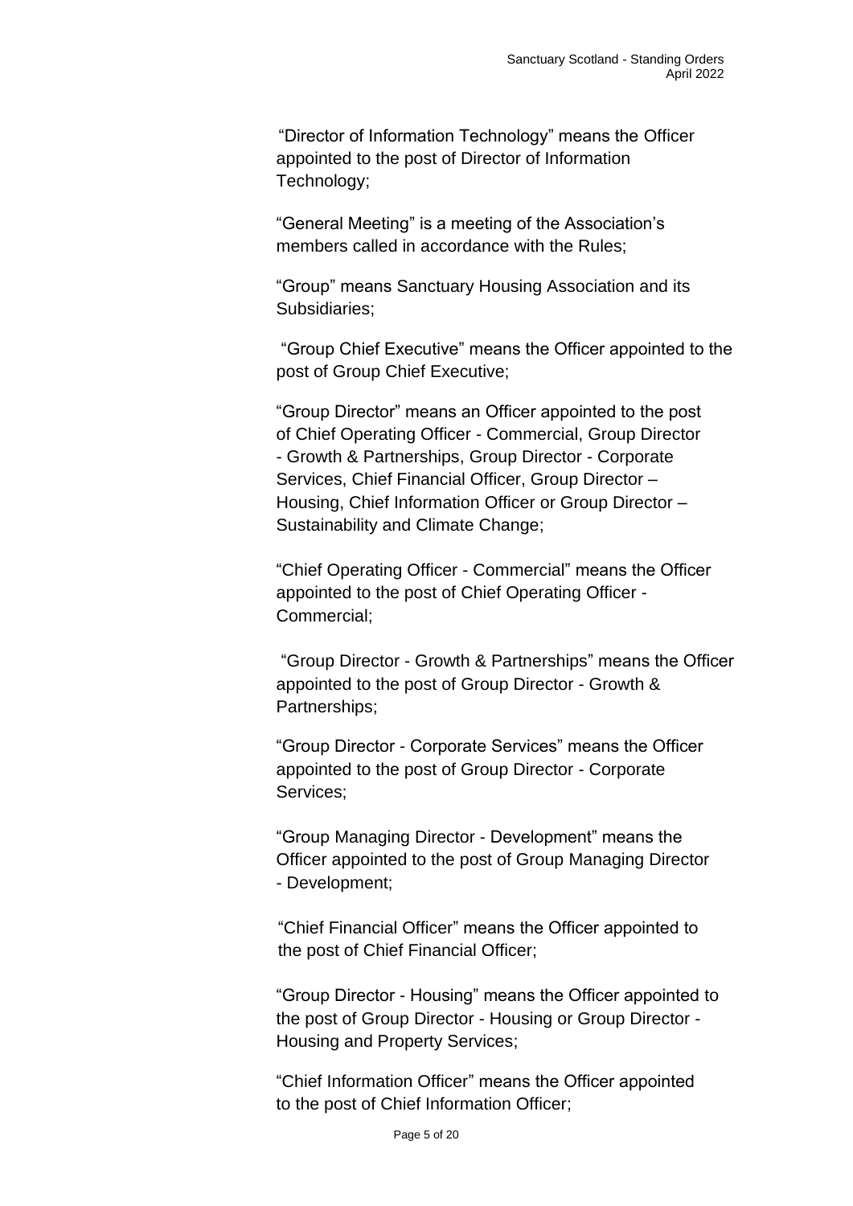"Director of Information Technology" means the Officer appointed to the post of Director of Information Technology;

"General Meeting" is a meeting of the Association's members called in accordance with the Rules;

"Group" means Sanctuary Housing Association and its Subsidiaries;

"Group Chief Executive" means the Officer appointed to the post of Group Chief Executive;

"Group Director" means an Officer appointed to the post of Chief Operating Officer - Commercial, Group Director - Growth & Partnerships, Group Director - Corporate Services, Chief Financial Officer, Group Director – Housing, Chief Information Officer or Group Director – Sustainability and Climate Change;

"Chief Operating Officer - Commercial" means the Officer appointed to the post of Chief Operating Officer - Commercial;

"Group Director - Growth & Partnerships" means the Officer appointed to the post of Group Director - Growth & Partnerships;

"Group Director - Corporate Services" means the Officer appointed to the post of Group Director - Corporate Services;

"Group Managing Director - Development" means the Officer appointed to the post of Group Managing Director - Development;

"Chief Financial Officer" means the Officer appointed to the post of Chief Financial Officer;

"Group Director - Housing" means the Officer appointed to the post of Group Director - Housing or Group Director - Housing and Property Services;

"Chief Information Officer" means the Officer appointed to the post of Chief Information Officer;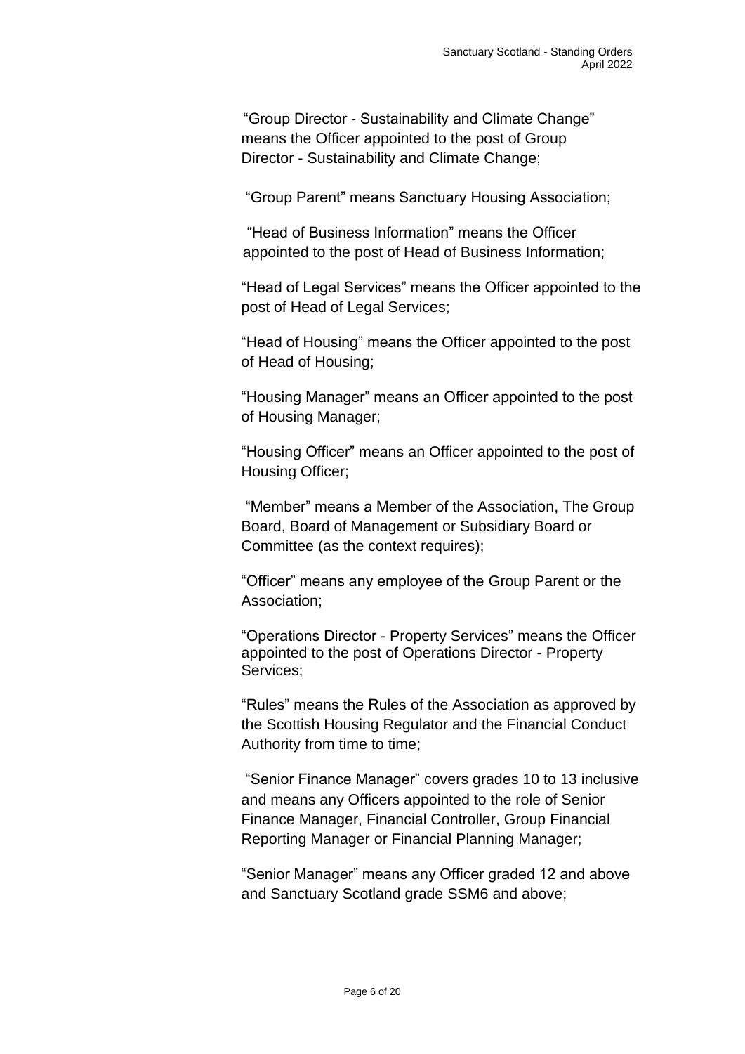"Group Director - Sustainability and Climate Change" means the Officer appointed to the post of Group Director - Sustainability and Climate Change;

"Group Parent" means Sanctuary Housing Association;

"Head of Business Information" means the Officer appointed to the post of Head of Business Information;

"Head of Legal Services" means the Officer appointed to the post of Head of Legal Services;

"Head of Housing" means the Officer appointed to the post of Head of Housing;

"Housing Manager" means an Officer appointed to the post of Housing Manager;

"Housing Officer" means an Officer appointed to the post of Housing Officer;

"Member" means a Member of the Association, The Group Board, Board of Management or Subsidiary Board or Committee (as the context requires);

"Officer" means any employee of the Group Parent or the Association;

"Operations Director - Property Services" means the Officer appointed to the post of Operations Director - Property Services;

"Rules" means the Rules of the Association as approved by the Scottish Housing Regulator and the Financial Conduct Authority from time to time;

"Senior Finance Manager" covers grades 10 to 13 inclusive and means any Officers appointed to the role of Senior Finance Manager, Financial Controller, Group Financial Reporting Manager or Financial Planning Manager;

"Senior Manager" means any Officer graded 12 and above and Sanctuary Scotland grade SSM6 and above;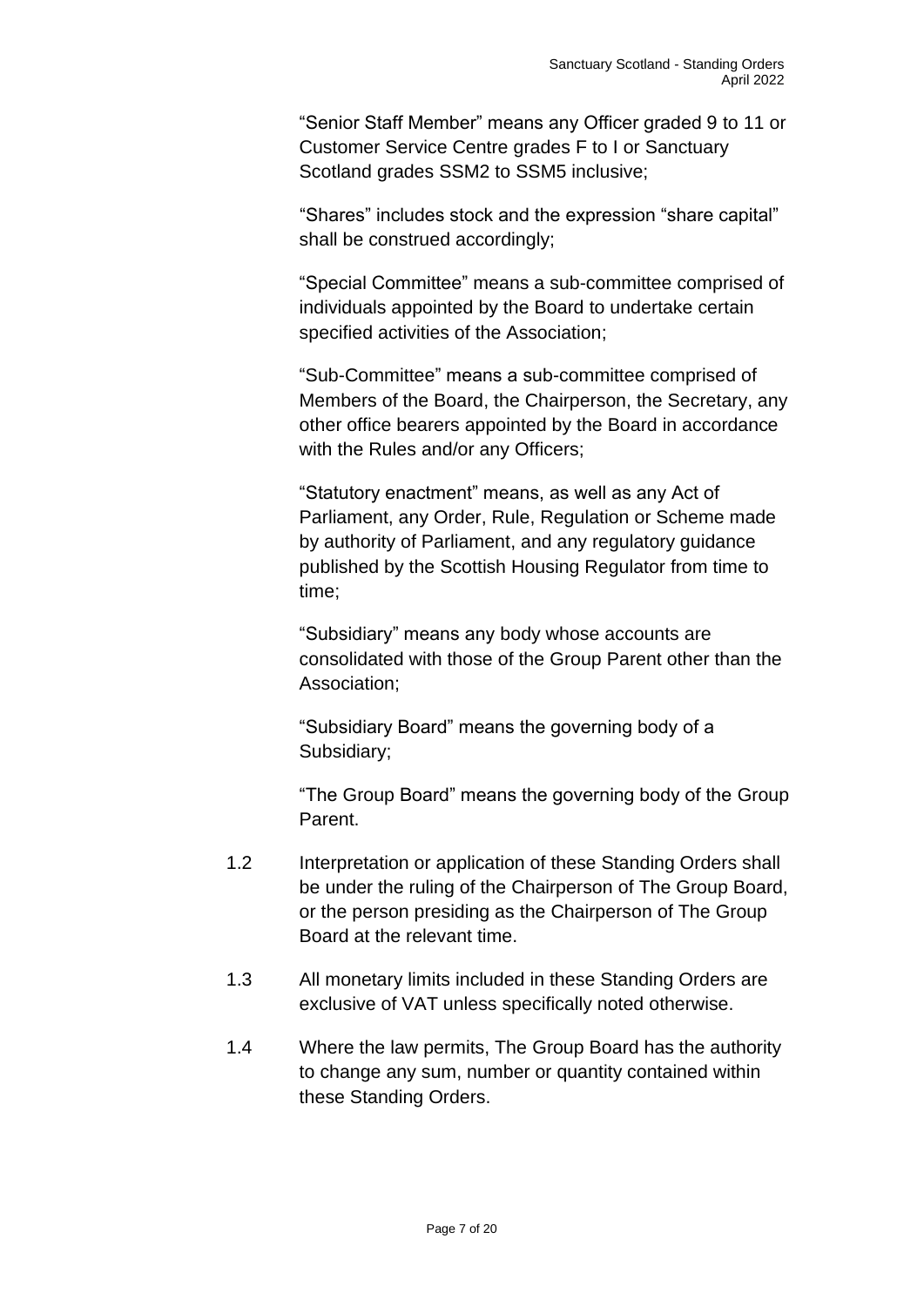"Senior Staff Member" means any Officer graded 9 to 11 or Customer Service Centre grades F to I or Sanctuary Scotland grades SSM2 to SSM5 inclusive;

"Shares" includes stock and the expression "share capital" shall be construed accordingly;

"Special Committee" means a sub-committee comprised of individuals appointed by the Board to undertake certain specified activities of the Association;

"Sub-Committee" means a sub-committee comprised of Members of the Board, the Chairperson, the Secretary, any other office bearers appointed by the Board in accordance with the Rules and/or any Officers;

"Statutory enactment" means, as well as any Act of Parliament, any Order, Rule, Regulation or Scheme made by authority of Parliament, and any regulatory guidance published by the Scottish Housing Regulator from time to time;

"Subsidiary" means any body whose accounts are consolidated with those of the Group Parent other than the Association;

"Subsidiary Board" means the governing body of a Subsidiary;

"The Group Board" means the governing body of the Group Parent.

1.2 Interpretation or application of these Standing Orders shall be under the ruling of the Chairperson of The Group Board, or the person presiding as the Chairperson of The Group Board at the relevant time.

1.3 All monetary limits included in these Standing Orders are exclusive of VAT unless specifically noted otherwise.

1.4 Where the law permits, The Group Board has the authority to change any sum, number or quantity contained within these Standing Orders.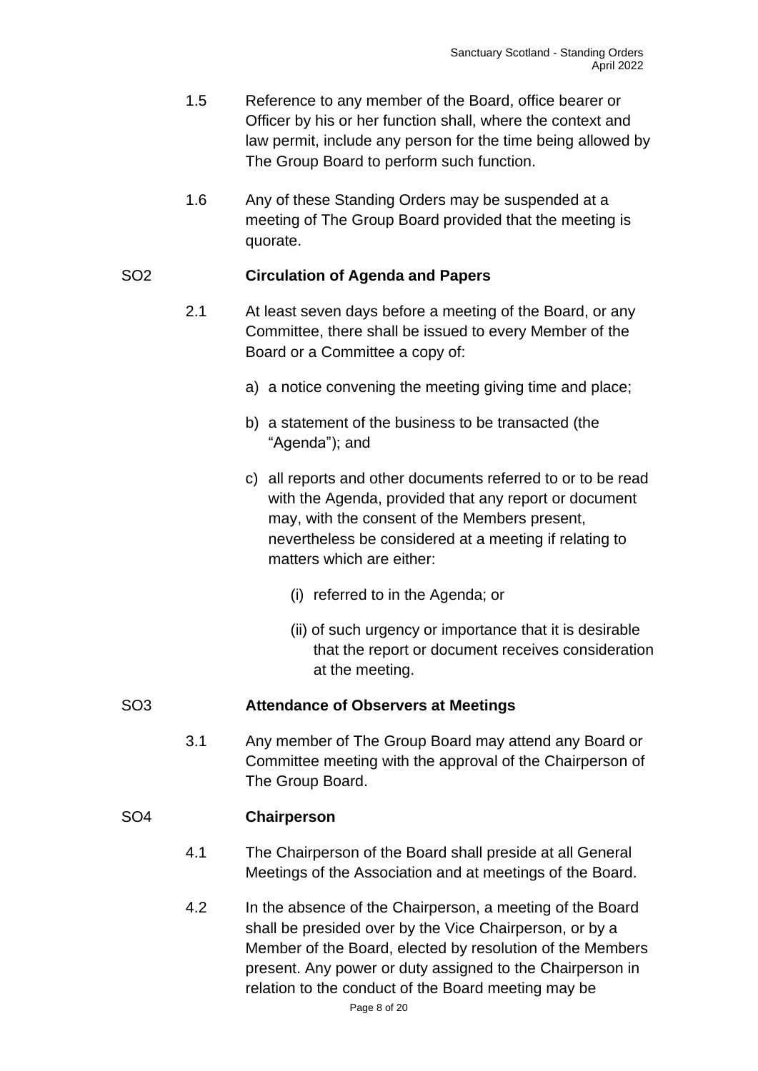1.5 Reference to any member of the Board, office bearer or Officer by his or her function shall, where the context and law permit, include any person for the time being allowed by The Group Board to perform such function.

1.6 Any of these Standing Orders may be suspended at a meeting of The Group Board provided that the meeting is quorate.

## SO2 Circulation of Agenda and Papers

2.1 At least seven days before a meeting of the Board, or any Committee, there shall be issued to every Member of the Board or a Committee a copy of:

a) a notice convening the meeting giving time and place;

b) a statement of the business to be transacted (the "Agenda"); and

c) all reports and other documents referred to or to be read with the Agenda, provided that any report or document may, with the consent of the Members present, nevertheless be considered at a meeting if relating to matters which are either:

(i) referred to in the Agenda; or

(ii) of such urgency or importance that it is desirable that the report or document receives consideration at the meeting.

## SO3 Attendance of Observers at Meetings

3.1 Any member of The Group Board may attend any Board or Committee meeting with the approval of the Chairperson of The Group Board.

## SO4 Chairperson

4.1 The Chairperson of the Board shall preside at all General Meetings of the Association and at meetings of the Board.

4.2 In the absence of the Chairperson, a meeting of the Board shall be presided over by the Vice Chairperson, or by a Member of the Board, elected by resolution of the Members present. Any power or duty assigned to the Chairperson in relation to the conduct of the Board meeting may be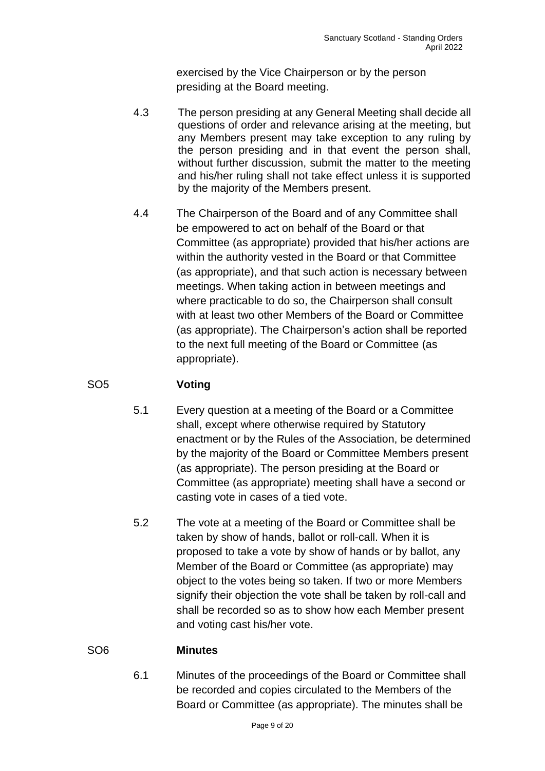exercised by the Vice Chairperson or by the person presiding at the Board meeting.

4.3 The person presiding at any General Meeting shall decide all questions of order and relevance arising at the meeting, but any Members present may take exception to any ruling by the person presiding and in that event the person shall, without further discussion, submit the matter to the meeting and his/her ruling shall not take effect unless it is supported by the majority of the Members present.

4.4 The Chairperson of the Board and of any Committee shall be empowered to act on behalf of the Board or that Committee (as appropriate) provided that his/her actions are within the authority vested in the Board or that Committee (as appropriate), and that such action is necessary between meetings. When taking action in between meetings and where practicable to do so, the Chairperson shall consult with at least two other Members of the Board or Committee (as appropriate). The Chairperson's action shall be reported to the next full meeting of the Board or Committee (as appropriate).

## SO5 **Voting**

5.1 Every question at a meeting of the Board or a Committee shall, except where otherwise required by Statutory enactment or by the Rules of the Association, be determined by the majority of the Board or Committee Members present (as appropriate). The person presiding at the Board or Committee (as appropriate) meeting shall have a second or casting vote in cases of a tied vote.

5.2 The vote at a meeting of the Board or Committee shall be taken by show of hands, ballot or roll-call. When it is proposed to take a vote by show of hands or by ballot, any Member of the Board or Committee (as appropriate) may object to the votes being so taken. If two or more Members signify their objection the vote shall be taken by roll-call and shall be recorded so as to show how each Member present and voting cast his/her vote.

## SO6 **Minutes**

6.1 Minutes of the proceedings of the Board or Committee shall be recorded and copies circulated to the Members of the Board or Committee (as appropriate). The minutes shall be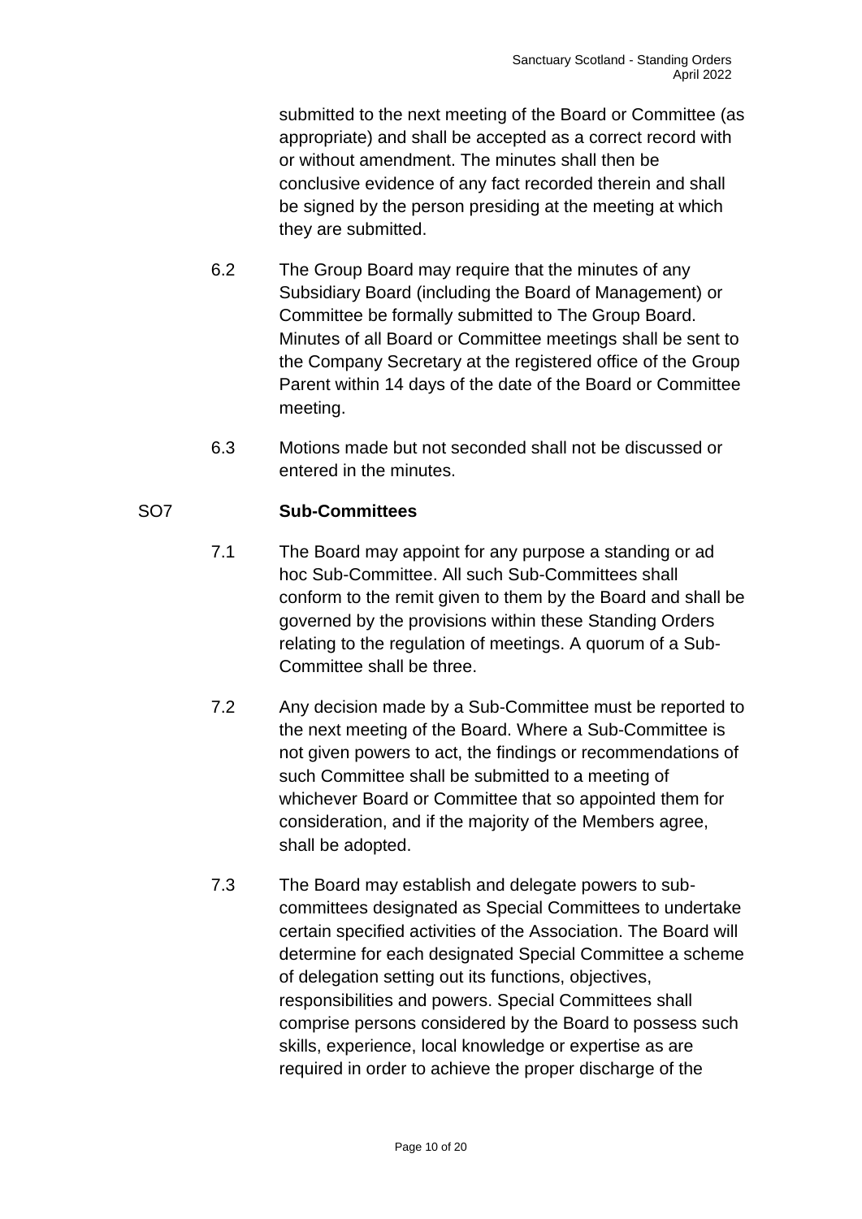submitted to the next meeting of the Board or Committee (as appropriate) and shall be accepted as a correct record with or without amendment. The minutes shall then be conclusive evidence of any fact recorded therein and shall be signed by the person presiding at the meeting at which they are submitted.

6.2 The Group Board may require that the minutes of any Subsidiary Board (including the Board of Management) or Committee be formally submitted to The Group Board. Minutes of all Board or Committee meetings shall be sent to the Company Secretary at the registered office of the Group Parent within 14 days of the date of the Board or Committee meeting.

6.3 Motions made but not seconded shall not be discussed or entered in the minutes.

## SO7 **Sub-Committees**

7.1 The Board may appoint for any purpose a standing or ad hoc Sub-Committee. All such Sub-Committees shall conform to the remit given to them by the Board and shall be governed by the provisions within these Standing Orders relating to the regulation of meetings. A quorum of a Sub-Committee shall be three.

7.2 Any decision made by a Sub-Committee must be reported to the next meeting of the Board. Where a Sub-Committee is not given powers to act, the findings or recommendations of such Committee shall be submitted to a meeting of whichever Board or Committee that so appointed them for consideration, and if the majority of the Members agree, shall be adopted.

7.3 The Board may establish and delegate powers to sub-committees designated as Special Committees to undertake certain specified activities of the Association. The Board will determine for each designated Special Committee a scheme of delegation setting out its functions, objectives, responsibilities and powers. Special Committees shall comprise persons considered by the Board to possess such skills, experience, local knowledge or expertise as are required in order to achieve the proper discharge of the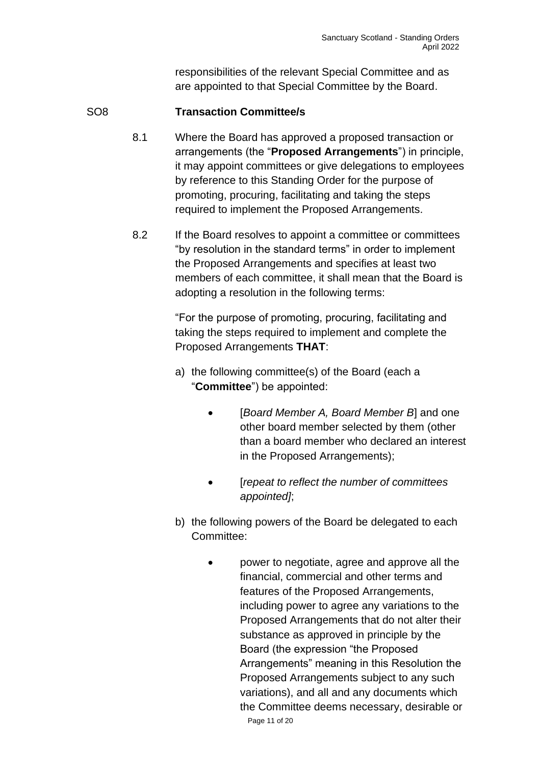responsibilities of the relevant Special Committee and as are appointed to that Special Committee by the Board.

## SO8 **Transaction Committee/s**

8.1 Where the Board has approved a proposed transaction or arrangements (the "**Proposed Arrangements**") in principle, it may appoint committees or give delegations to employees by reference to this Standing Order for the purpose of promoting, procuring, facilitating and taking the steps required to implement the Proposed Arrangements.

8.2 If the Board resolves to appoint a committee or committees "by resolution in the standard terms" in order to implement the Proposed Arrangements and specifies at least two members of each committee, it shall mean that the Board is adopting a resolution in the following terms:

"For the purpose of promoting, procuring, facilitating and taking the steps required to implement and complete the Proposed Arrangements **THAT**:

a) the following committee(s) of the Board (each a "**Committee**") be appointed:

   - [*Board Member A, Board Member B*] and one other board member selected by them (other than a board member who declared an interest in the Proposed Arrangements);

   - [*repeat to reflect the number of committees appointed]*;

b) the following powers of the Board be delegated to each Committee:

   - power to negotiate, agree and approve all the financial, commercial and other terms and features of the Proposed Arrangements, including power to agree any variations to the Proposed Arrangements that do not alter their substance as approved in principle by the Board (the expression "the Proposed Arrangements" meaning in this Resolution the Proposed Arrangements subject to any such variations), and all and any documents which the Committee deems necessary, desirable or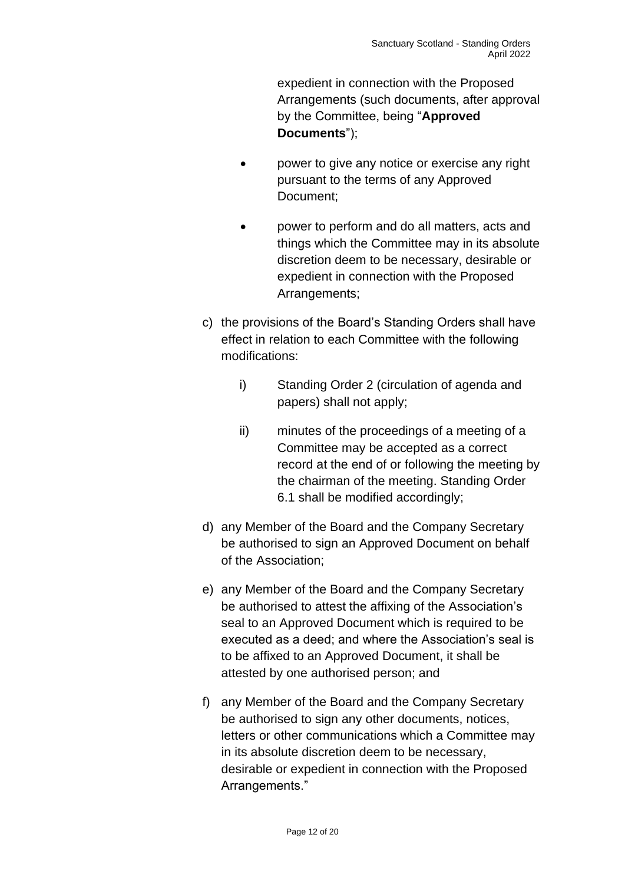expedient in connection with the Proposed Arrangements (such documents, after approval by the Committee, being "**Approved Documents**");

- power to give any notice or exercise any right pursuant to the terms of any Approved Document;
- power to perform and do all matters, acts and things which the Committee may in its absolute discretion deem to be necessary, desirable or expedient in connection with the Proposed Arrangements;

c) the provisions of the Board's Standing Orders shall have effect in relation to each Committee with the following modifications:

   i) Standing Order 2 (circulation of agenda and papers) shall not apply;

   ii) minutes of the proceedings of a meeting of a Committee may be accepted as a correct record at the end of or following the meeting by the chairman of the meeting. Standing Order 6.1 shall be modified accordingly;

d) any Member of the Board and the Company Secretary be authorised to sign an Approved Document on behalf of the Association;

e) any Member of the Board and the Company Secretary be authorised to attest the affixing of the Association's seal to an Approved Document which is required to be executed as a deed; and where the Association's seal is to be affixed to an Approved Document, it shall be attested by one authorised person; and

f) any Member of the Board and the Company Secretary be authorised to sign any other documents, notices, letters or other communications which a Committee may in its absolute discretion deem to be necessary, desirable or expedient in connection with the Proposed Arrangements."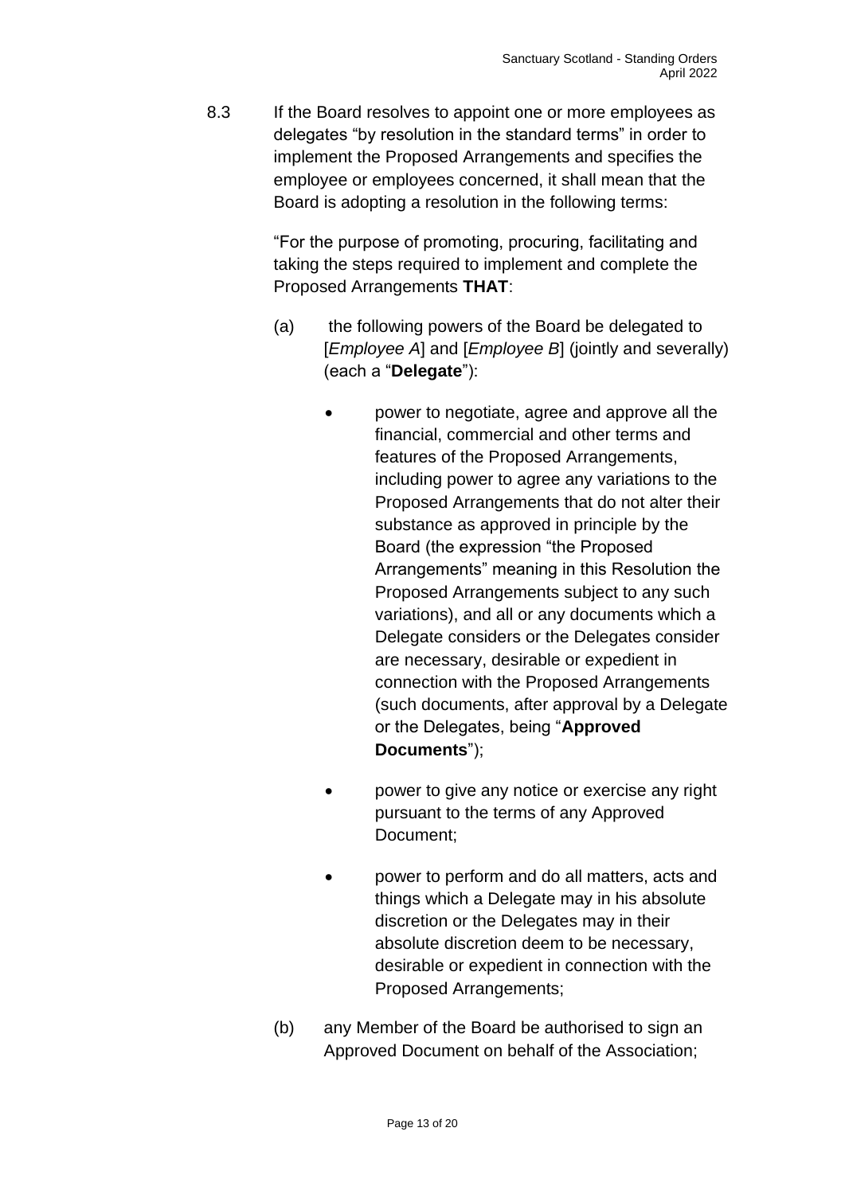8.3 If the Board resolves to appoint one or more employees as delegates "by resolution in the standard terms" in order to implement the Proposed Arrangements and specifies the employee or employees concerned, it shall mean that the Board is adopting a resolution in the following terms:

"For the purpose of promoting, procuring, facilitating and taking the steps required to implement and complete the Proposed Arrangements **THAT**:

(a) the following powers of the Board be delegated to [*Employee A*] and [*Employee B*] (jointly and severally) (each a "**Delegate**"):

- power to negotiate, agree and approve all the financial, commercial and other terms and features of the Proposed Arrangements, including power to agree any variations to the Proposed Arrangements that do not alter their substance as approved in principle by the Board (the expression "the Proposed Arrangements" meaning in this Resolution the Proposed Arrangements subject to any such variations), and all or any documents which a Delegate considers or the Delegates consider are necessary, desirable or expedient in connection with the Proposed Arrangements (such documents, after approval by a Delegate or the Delegates, being "**Approved Documents**");

- power to give any notice or exercise any right pursuant to the terms of any Approved Document;

- power to perform and do all matters, acts and things which a Delegate may in his absolute discretion or the Delegates may in their absolute discretion deem to be necessary, desirable or expedient in connection with the Proposed Arrangements;

(b) any Member of the Board be authorised to sign an Approved Document on behalf of the Association;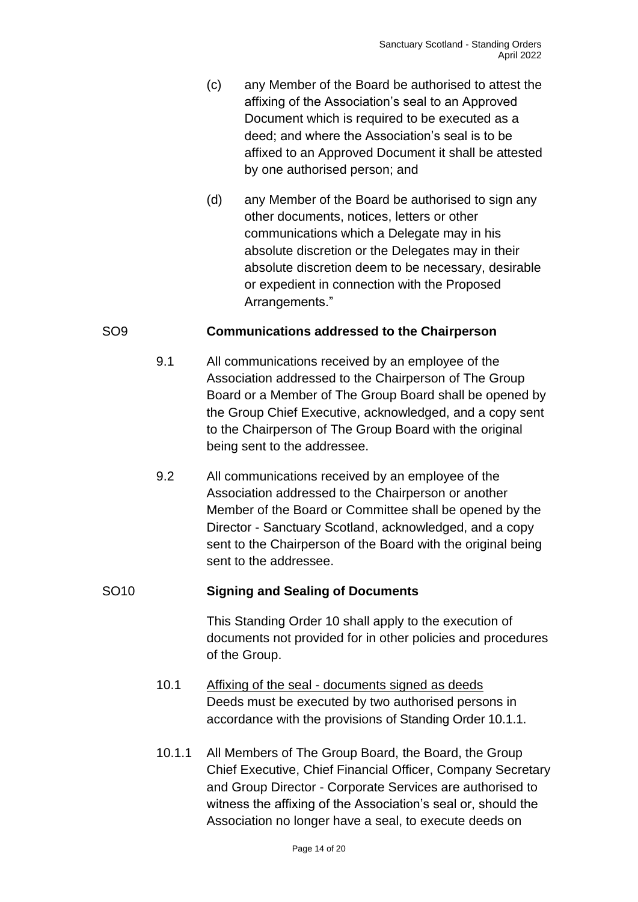(c) any Member of the Board be authorised to attest the affixing of the Association's seal to an Approved Document which is required to be executed as a deed; and where the Association's seal is to be affixed to an Approved Document it shall be attested by one authorised person; and

(d) any Member of the Board be authorised to sign any other documents, notices, letters or other communications which a Delegate may in his absolute discretion or the Delegates may in their absolute discretion deem to be necessary, desirable or expedient in connection with the Proposed Arrangements."

## SO9 Communications addressed to the Chairperson

9.1 All communications received by an employee of the Association addressed to the Chairperson of The Group Board or a Member of The Group Board shall be opened by the Group Chief Executive, acknowledged, and a copy sent to the Chairperson of The Group Board with the original being sent to the addressee.

9.2 All communications received by an employee of the Association addressed to the Chairperson or another Member of the Board or Committee shall be opened by the Director - Sanctuary Scotland, acknowledged, and a copy sent to the Chairperson of the Board with the original being sent to the addressee.

## SO10 Signing and Sealing of Documents

This Standing Order 10 shall apply to the execution of documents not provided for in other policies and procedures of the Group.

10.1 Affixing of the seal - documents signed as deeds
Deeds must be executed by two authorised persons in accordance with the provisions of Standing Order 10.1.1.

10.1.1 All Members of The Group Board, the Board, the Group Chief Executive, Chief Financial Officer, Company Secretary and Group Director - Corporate Services are authorised to witness the affixing of the Association's seal or, should the Association no longer have a seal, to execute deeds on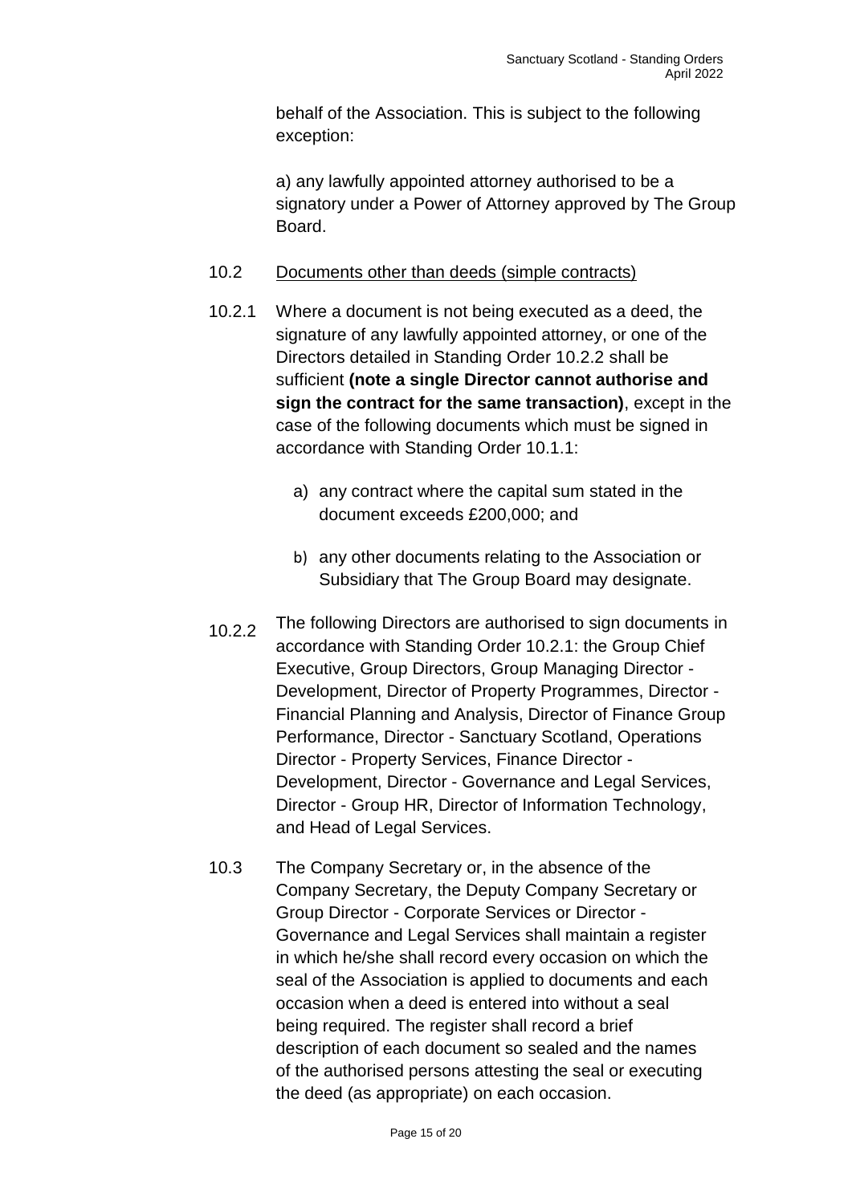behalf of the Association. This is subject to the following exception:

a) any lawfully appointed attorney authorised to be a signatory under a Power of Attorney approved by The Group Board.

10.2 Documents other than deeds (simple contracts)

10.2.1 Where a document is not being executed as a deed, the signature of any lawfully appointed attorney, or one of the Directors detailed in Standing Order 10.2.2 shall be sufficient **(note a single Director cannot authorise and sign the contract for the same transaction)**, except in the case of the following documents which must be signed in accordance with Standing Order 10.1.1:

a) any contract where the capital sum stated in the document exceeds £200,000; and

b) any other documents relating to the Association or Subsidiary that The Group Board may designate.

10.2.2 The following Directors are authorised to sign documents in accordance with Standing Order 10.2.1: the Group Chief Executive, Group Directors, Group Managing Director - Development, Director of Property Programmes, Director - Financial Planning and Analysis, Director of Finance Group Performance, Director - Sanctuary Scotland, Operations Director - Property Services, Finance Director - Development, Director - Governance and Legal Services, Director - Group HR, Director of Information Technology, and Head of Legal Services.

10.3 The Company Secretary or, in the absence of the Company Secretary, the Deputy Company Secretary or Group Director - Corporate Services or Director - Governance and Legal Services shall maintain a register in which he/she shall record every occasion on which the seal of the Association is applied to documents and each occasion when a deed is entered into without a seal being required. The register shall record a brief description of each document so sealed and the names of the authorised persons attesting the seal or executing the deed (as appropriate) on each occasion.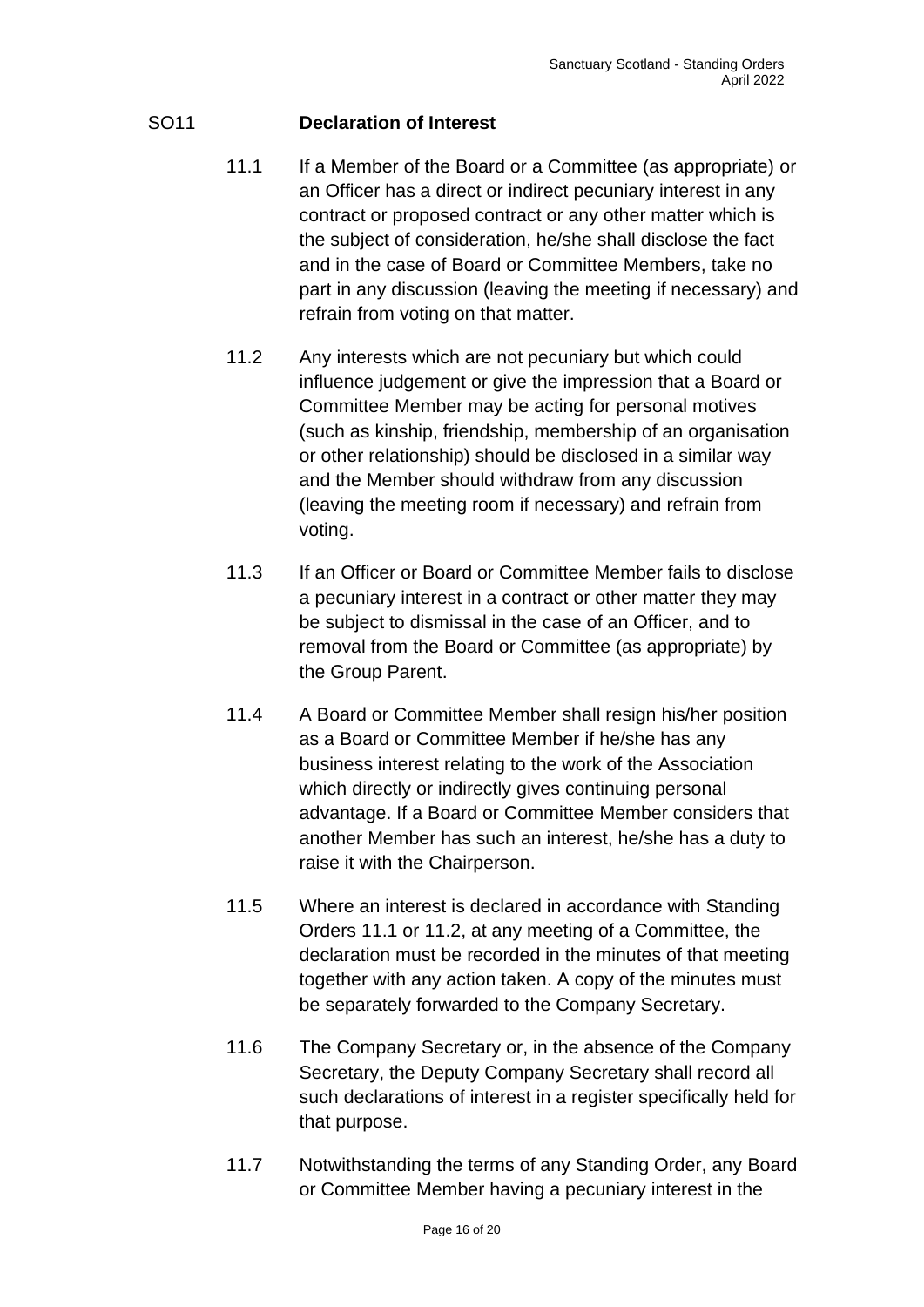## SO11 Declaration of Interest

11.1 If a Member of the Board or a Committee (as appropriate) or an Officer has a direct or indirect pecuniary interest in any contract or proposed contract or any other matter which is the subject of consideration, he/she shall disclose the fact and in the case of Board or Committee Members, take no part in any discussion (leaving the meeting if necessary) and refrain from voting on that matter.

11.2 Any interests which are not pecuniary but which could influence judgement or give the impression that a Board or Committee Member may be acting for personal motives (such as kinship, friendship, membership of an organisation or other relationship) should be disclosed in a similar way and the Member should withdraw from any discussion (leaving the meeting room if necessary) and refrain from voting.

11.3 If an Officer or Board or Committee Member fails to disclose a pecuniary interest in a contract or other matter they may be subject to dismissal in the case of an Officer, and to removal from the Board or Committee (as appropriate) by the Group Parent.

11.4 A Board or Committee Member shall resign his/her position as a Board or Committee Member if he/she has any business interest relating to the work of the Association which directly or indirectly gives continuing personal advantage. If a Board or Committee Member considers that another Member has such an interest, he/she has a duty to raise it with the Chairperson.

11.5 Where an interest is declared in accordance with Standing Orders 11.1 or 11.2, at any meeting of a Committee, the declaration must be recorded in the minutes of that meeting together with any action taken. A copy of the minutes must be separately forwarded to the Company Secretary.

11.6 The Company Secretary or, in the absence of the Company Secretary, the Deputy Company Secretary shall record all such declarations of interest in a register specifically held for that purpose.

11.7 Notwithstanding the terms of any Standing Order, any Board or Committee Member having a pecuniary interest in the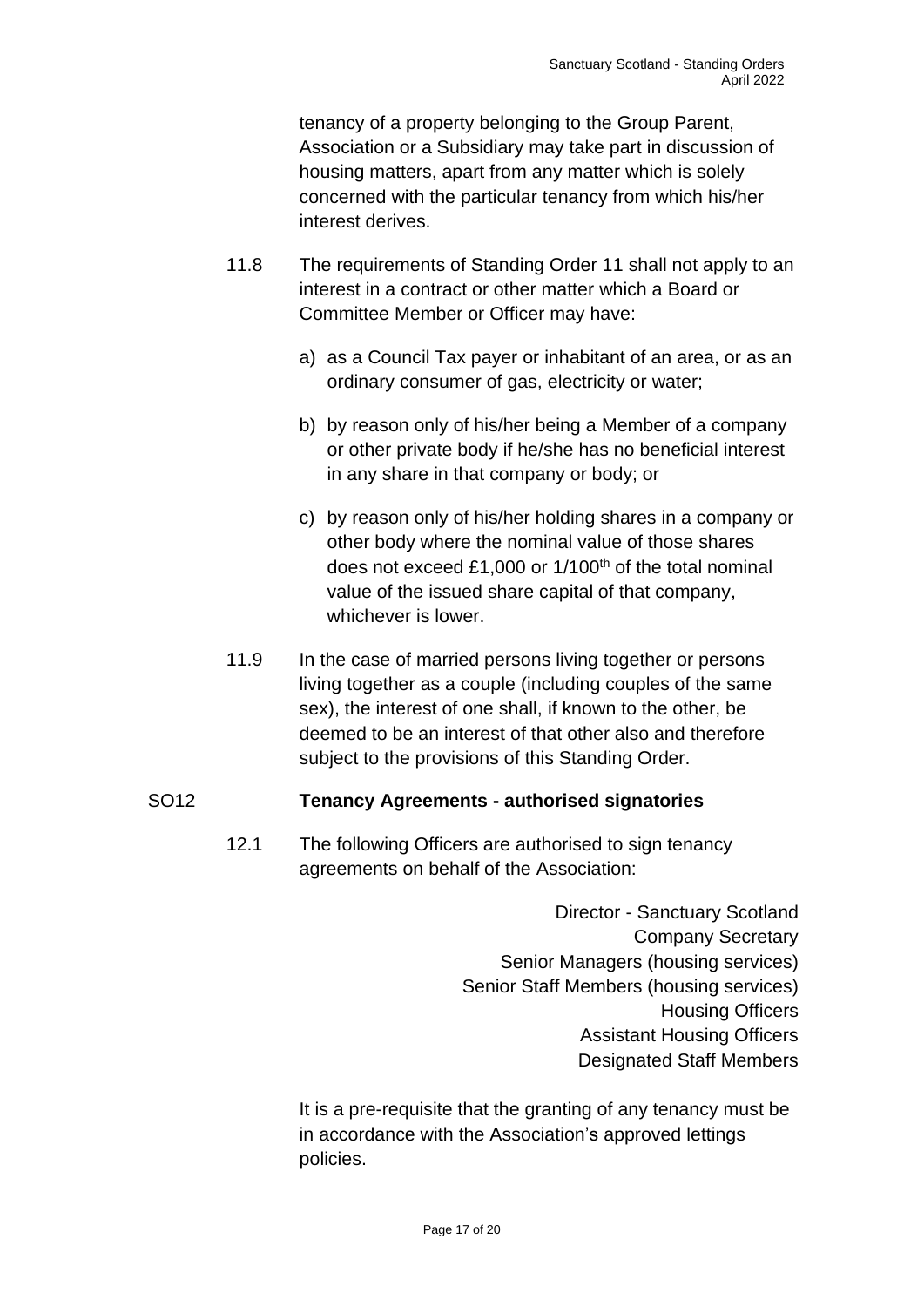tenancy of a property belonging to the Group Parent, Association or a Subsidiary may take part in discussion of housing matters, apart from any matter which is solely concerned with the particular tenancy from which his/her interest derives.

11.8 The requirements of Standing Order 11 shall not apply to an interest in a contract or other matter which a Board or Committee Member or Officer may have:

a) as a Council Tax payer or inhabitant of an area, or as an ordinary consumer of gas, electricity or water;

b) by reason only of his/her being a Member of a company or other private body if he/she has no beneficial interest in any share in that company or body; or

c) by reason only of his/her holding shares in a company or other body where the nominal value of those shares does not exceed £1,000 or 1/100th of the total nominal value of the issued share capital of that company, whichever is lower.

11.9 In the case of married persons living together or persons living together as a couple (including couples of the same sex), the interest of one shall, if known to the other, be deemed to be an interest of that other also and therefore subject to the provisions of this Standing Order.

## SO12 Tenancy Agreements - authorised signatories

12.1 The following Officers are authorised to sign tenancy agreements on behalf of the Association:

Director - Sanctuary Scotland
Company Secretary
Senior Managers (housing services)
Senior Staff Members (housing services)
Housing Officers
Assistant Housing Officers
Designated Staff Members

It is a pre-requisite that the granting of any tenancy must be in accordance with the Association's approved lettings policies.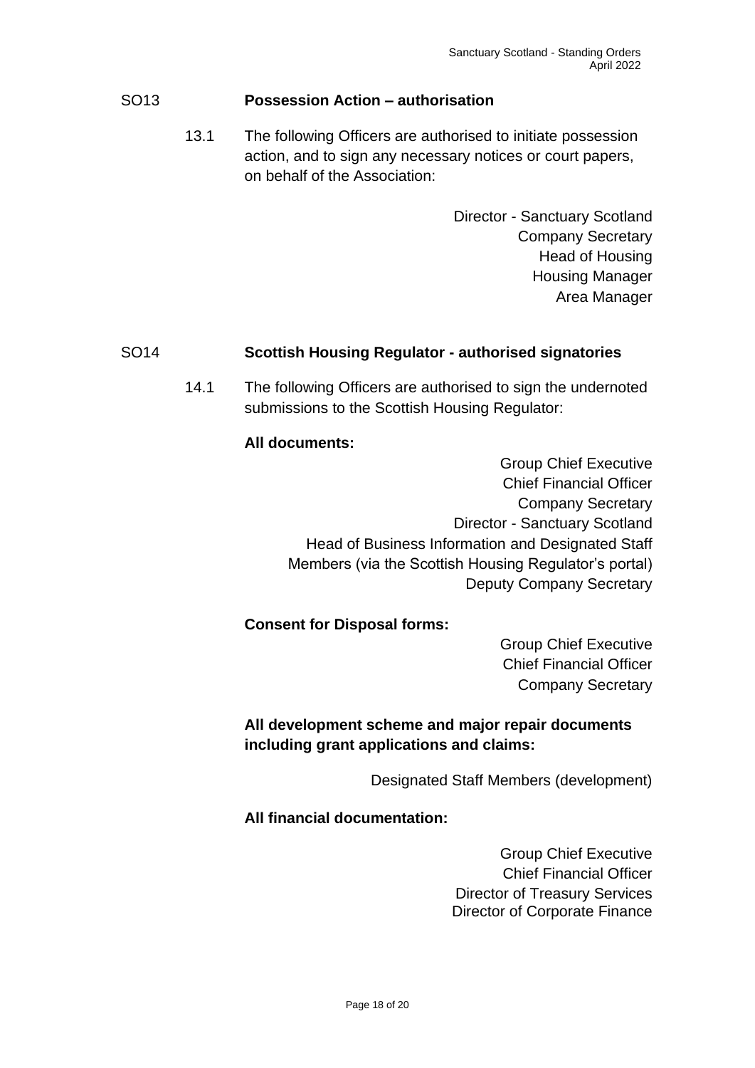## SO13 **Possession Action – authorisation**

13.1 The following Officers are authorised to initiate possession action, and to sign any necessary notices or court papers, on behalf of the Association:

Director - Sanctuary Scotland
Company Secretary
Head of Housing
Housing Manager
Area Manager

## SO14 **Scottish Housing Regulator - authorised signatories**

14.1 The following Officers are authorised to sign the undernoted submissions to the Scottish Housing Regulator:

**All documents:**

Group Chief Executive
Chief Financial Officer
Company Secretary
Director - Sanctuary Scotland
Head of Business Information and Designated Staff Members (via the Scottish Housing Regulator's portal)
Deputy Company Secretary

**Consent for Disposal forms:**

Group Chief Executive
Chief Financial Officer
Company Secretary

**All development scheme and major repair documents including grant applications and claims:**

Designated Staff Members (development)

**All financial documentation:**

Group Chief Executive
Chief Financial Officer
Director of Treasury Services
Director of Corporate Finance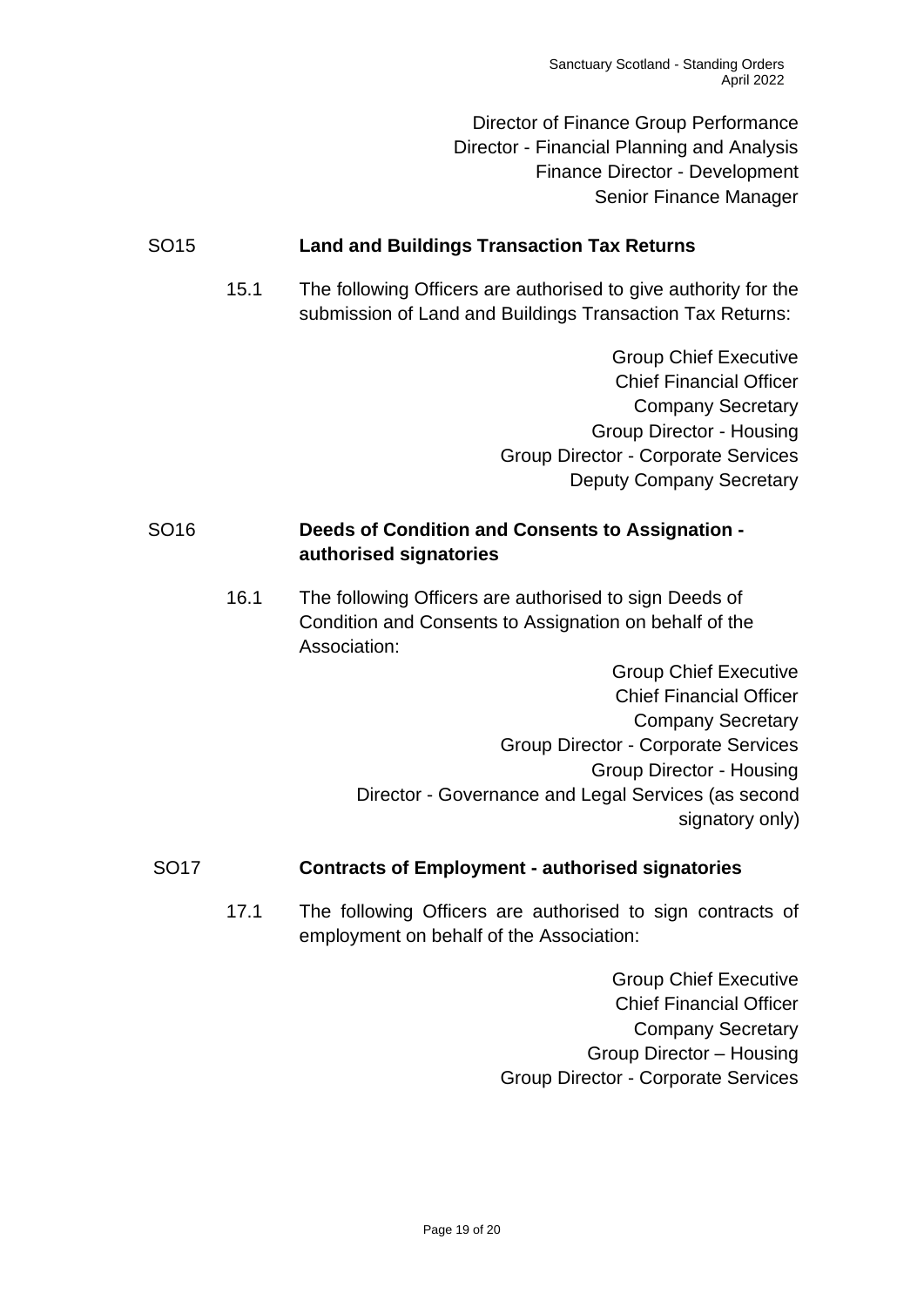Director of Finance Group Performance
Director - Financial Planning and Analysis
Finance Director - Development
Senior Finance Manager

## SO15 Land and Buildings Transaction Tax Returns

15.1 The following Officers are authorised to give authority for the submission of Land and Buildings Transaction Tax Returns:

Group Chief Executive
Chief Financial Officer
Company Secretary
Group Director - Housing
Group Director - Corporate Services
Deputy Company Secretary

## SO16 Deeds of Condition and Consents to Assignation - authorised signatories

16.1 The following Officers are authorised to sign Deeds of Condition and Consents to Assignation on behalf of the Association:

Group Chief Executive
Chief Financial Officer
Company Secretary
Group Director - Corporate Services
Group Director - Housing
Director - Governance and Legal Services (as second signatory only)

## SO17 Contracts of Employment - authorised signatories

17.1 The following Officers are authorised to sign contracts of employment on behalf of the Association:

Group Chief Executive
Chief Financial Officer
Company Secretary
Group Director – Housing
Group Director - Corporate Services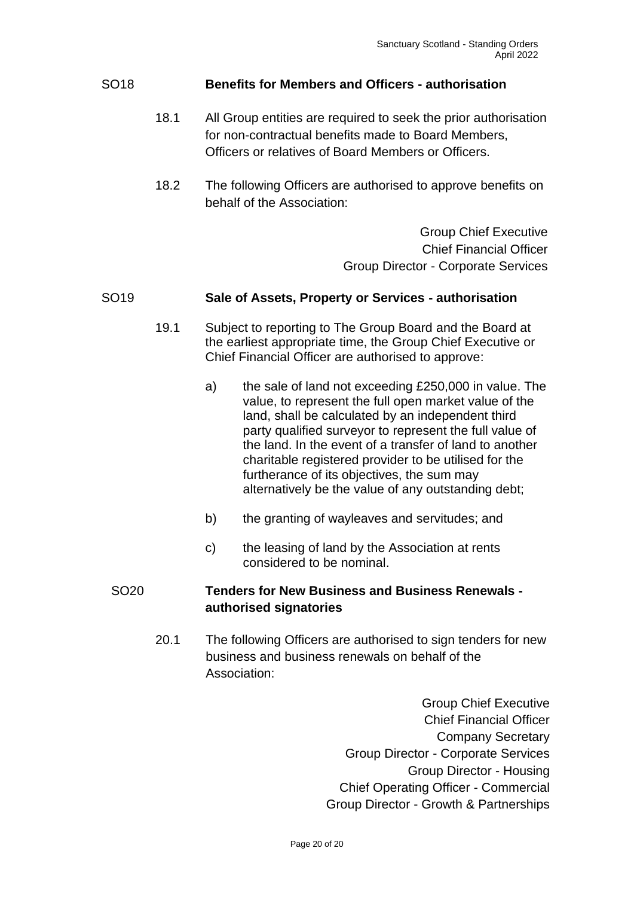## SO18 Benefits for Members and Officers - authorisation

18.1 All Group entities are required to seek the prior authorisation for non-contractual benefits made to Board Members, Officers or relatives of Board Members or Officers.

18.2 The following Officers are authorised to approve benefits on behalf of the Association:

Group Chief Executive
Chief Financial Officer
Group Director - Corporate Services

## SO19 Sale of Assets, Property or Services - authorisation

19.1 Subject to reporting to The Group Board and the Board at the earliest appropriate time, the Group Chief Executive or Chief Financial Officer are authorised to approve:

a) the sale of land not exceeding £250,000 in value. The value, to represent the full open market value of the land, shall be calculated by an independent third party qualified surveyor to represent the full value of the land. In the event of a transfer of land to another charitable registered provider to be utilised for the furtherance of its objectives, the sum may alternatively be the value of any outstanding debt;

b) the granting of wayleaves and servitudes; and

c) the leasing of land by the Association at rents considered to be nominal.

## SO20 Tenders for New Business and Business Renewals - authorised signatories

20.1 The following Officers are authorised to sign tenders for new business and business renewals on behalf of the Association:

Group Chief Executive
Chief Financial Officer
Company Secretary
Group Director - Corporate Services
Group Director - Housing
Chief Operating Officer - Commercial
Group Director - Growth & Partnerships